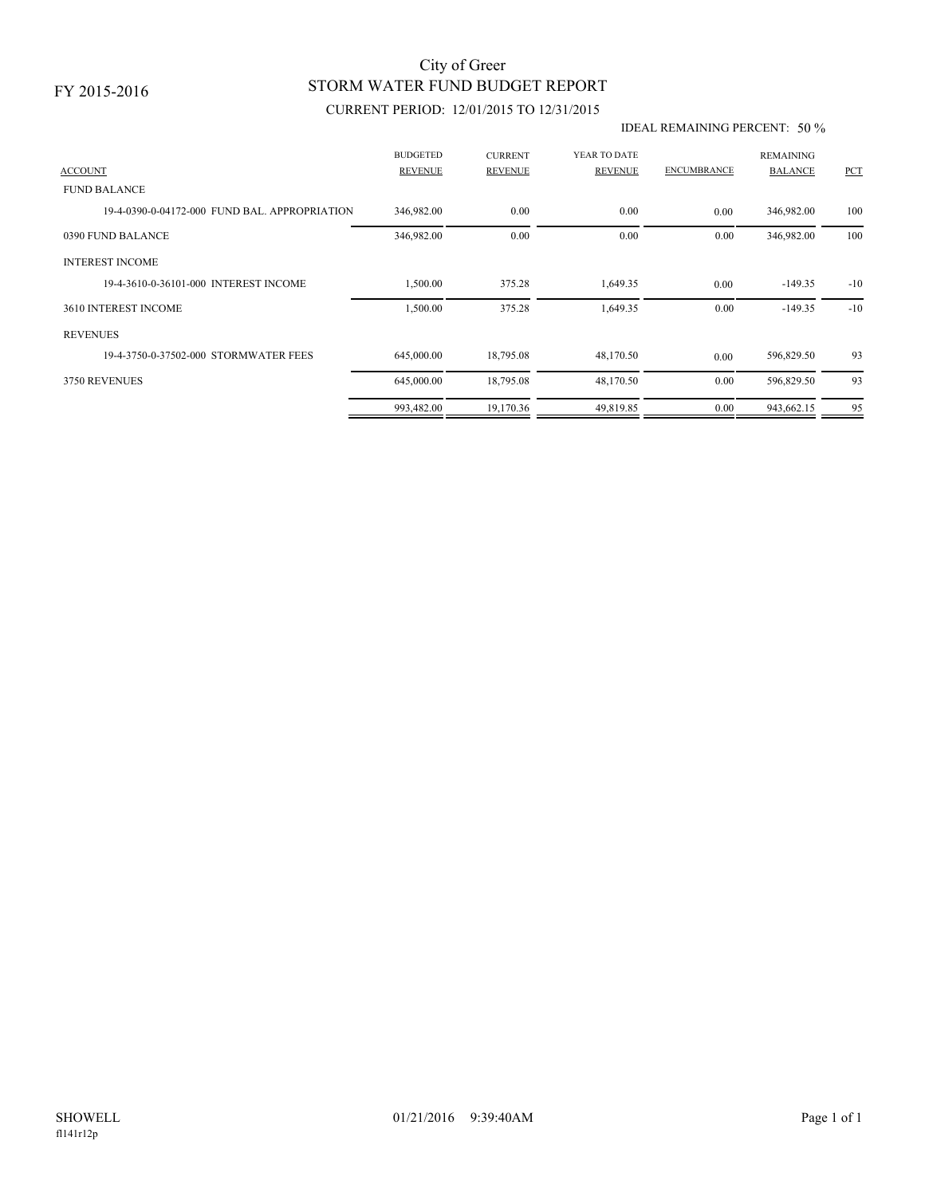FY 2015-2016

# City of Greer
## STORM WATER FUND BUDGET REPORT
### CURRENT PERIOD: 12/01/2015 TO 12/31/2015

IDEAL REMAINING PERCENT: 50 %

| ACCOUNT | BUDGETED REVENUE | CURRENT REVENUE | YEAR TO DATE REVENUE | ENCUMBRANCE | REMAINING BALANCE | PCT |
|---|---|---|---|---|---|---|
| FUND BALANCE | | | | | | |
| 19-4-0390-0-04172-000 FUND BAL. APPROPRIATION | 346,982.00 | 0.00 | 0.00 | 0.00 | 346,982.00 | 100 |
| 0390 FUND BALANCE | 346,982.00 | 0.00 | 0.00 | 0.00 | 346,982.00 | 100 |
| INTEREST INCOME | | | | | | |
| 19-4-3610-0-36101-000 INTEREST INCOME | 1,500.00 | 375.28 | 1,649.35 | 0.00 | -149.35 | -10 |
| 3610 INTEREST INCOME | 1,500.00 | 375.28 | 1,649.35 | 0.00 | -149.35 | -10 |
| REVENUES | | | | | | |
| 19-4-3750-0-37502-000 STORMWATER FEES | 645,000.00 | 18,795.08 | 48,170.50 | 0.00 | 596,829.50 | 93 |
| 3750 REVENUES | 645,000.00 | 18,795.08 | 48,170.50 | 0.00 | 596,829.50 | 93 |
| | 993,482.00 | 19,170.36 | 49,819.85 | 0.00 | 943,662.15 | 95 |

SHOWELL 01/21/2016 9:39:40AM
fl141r12p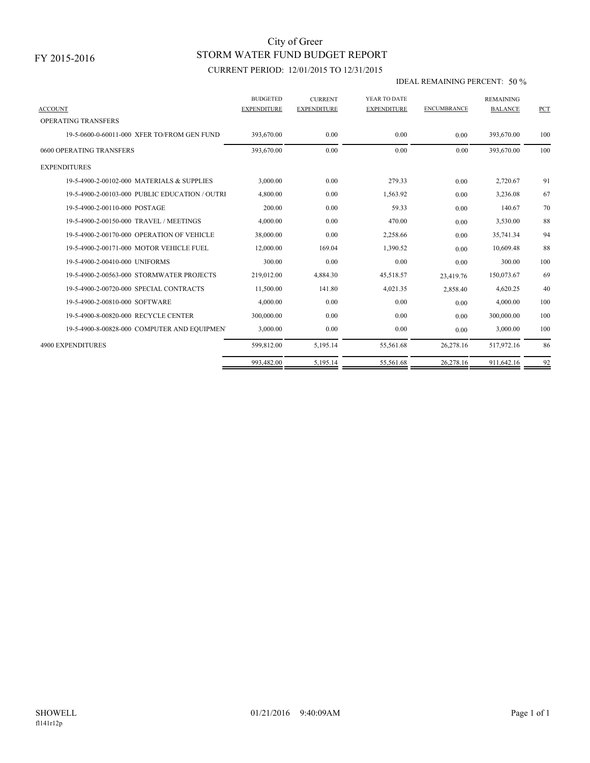FY 2015-2016

# City of Greer
## STORM WATER FUND BUDGET REPORT
### CURRENT PERIOD: 12/01/2015 TO 12/31/2015

IDEAL REMAINING PERCENT: 50 %

| ACCOUNT | BUDGETED EXPENDITURE | CURRENT EXPENDITURE | YEAR TO DATE EXPENDITURE | ENCUMBRANCE | REMAINING BALANCE | PCT |
|---|---|---|---|---|---|---|
| OPERATING TRANSFERS | | | | | | |
| 19-5-0600-0-60011-000 XFER TO/FROM GEN FUND | 393,670.00 | 0.00 | 0.00 | 0.00 | 393,670.00 | 100 |
| 0600 OPERATING TRANSFERS | 393,670.00 | 0.00 | 0.00 | 0.00 | 393,670.00 | 100 |
| EXPENDITURES | | | | | | |
| 19-5-4900-2-00102-000 MATERIALS & SUPPLIES | 3,000.00 | 0.00 | 279.33 | 0.00 | 2,720.67 | 91 |
| 19-5-4900-2-00103-000 PUBLIC EDUCATION / OUTRI | 4,800.00 | 0.00 | 1,563.92 | 0.00 | 3,236.08 | 67 |
| 19-5-4900-2-00110-000 POSTAGE | 200.00 | 0.00 | 59.33 | 0.00 | 140.67 | 70 |
| 19-5-4900-2-00150-000 TRAVEL / MEETINGS | 4,000.00 | 0.00 | 470.00 | 0.00 | 3,530.00 | 88 |
| 19-5-4900-2-00170-000 OPERATION OF VEHICLE | 38,000.00 | 0.00 | 2,258.66 | 0.00 | 35,741.34 | 94 |
| 19-5-4900-2-00171-000 MOTOR VEHICLE FUEL | 12,000.00 | 169.04 | 1,390.52 | 0.00 | 10,609.48 | 88 |
| 19-5-4900-2-00410-000 UNIFORMS | 300.00 | 0.00 | 0.00 | 0.00 | 300.00 | 100 |
| 19-5-4900-2-00563-000 STORMWATER PROJECTS | 219,012.00 | 4,884.30 | 45,518.57 | 23,419.76 | 150,073.67 | 69 |
| 19-5-4900-2-00720-000 SPECIAL CONTRACTS | 11,500.00 | 141.80 | 4,021.35 | 2,858.40 | 4,620.25 | 40 |
| 19-5-4900-2-00810-000 SOFTWARE | 4,000.00 | 0.00 | 0.00 | 0.00 | 4,000.00 | 100 |
| 19-5-4900-8-00820-000 RECYCLE CENTER | 300,000.00 | 0.00 | 0.00 | 0.00 | 300,000.00 | 100 |
| 19-5-4900-8-00828-000 COMPUTER AND EQUIPMEN | 3,000.00 | 0.00 | 0.00 | 0.00 | 3,000.00 | 100 |
| 4900 EXPENDITURES | 599,812.00 | 5,195.14 | 55,561.68 | 26,278.16 | 517,972.16 | 86 |
| | 993,482.00 | 5,195.14 | 55,561.68 | 26,278.16 | 911,642.16 | 92 |

SHOWELL 01/21/2016 9:40:09AM
fl141r12p